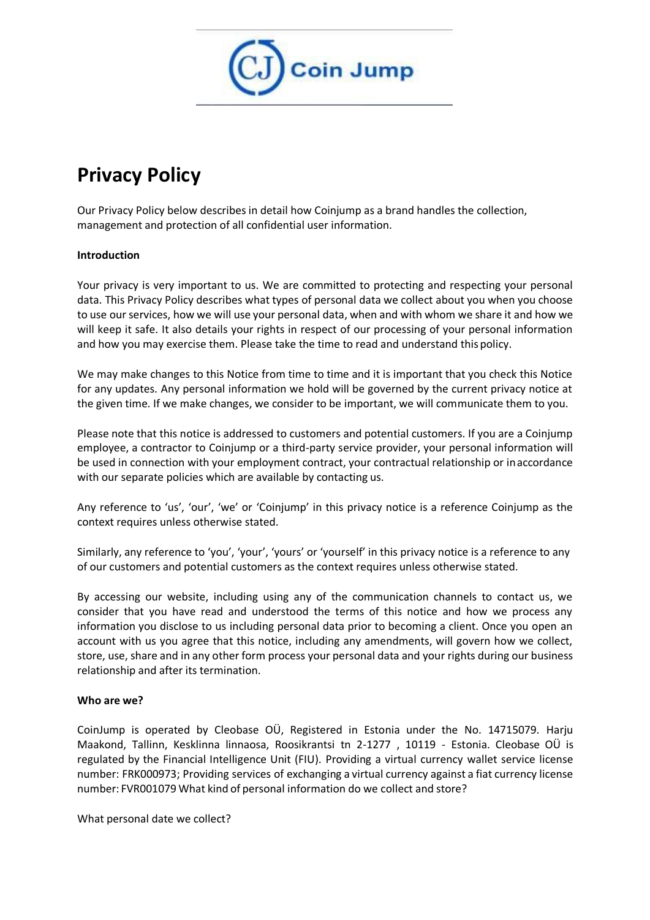Coin Jump

# Privacy Policy

Our Privacy Policy below describes in detail how Coinjump as a brand handles the collection, management and protection of all confidential user information.

**Introduction**

Your privacy is very important to us. We are committed to protecting and respecting your personal data. This Privacy Policy describes what types of personal data we collect about you when you choose to use our services, how we will use your personal data, when and with whom we share it and how we will keep it safe. It also details your rights in respect of our processing of your personal information and how you may exercise them. Please take the time to read and understand this policy.

We may make changes to this Notice from time to time and it is important that you check this Notice for any updates. Any personal information we hold will be governed by the current privacy notice at the given time. If we make changes, we consider to be important, we will communicate them to you.

Please note that this notice is addressed to customers and potential customers. If you are a Coinjump employee, a contractor to Coinjump or a third-party service provider, your personal information will be used in connection with your employment contract, your contractual relationship or in accordance with our separate policies which are available by contacting us.

Any reference to 'us', 'our', 'we' or 'Coinjump' in this privacy notice is a reference Coinjump as the context requires unless otherwise stated.

Similarly, any reference to 'you', 'your', 'yours' or 'yourself' in this privacy notice is a reference to any of our customers and potential customers as the context requires unless otherwise stated.

By accessing our website, including using any of the communication channels to contact us, we consider that you have read and understood the terms of this notice and how we process any information you disclose to us including personal data prior to becoming a client. Once you open an account with us you agree that this notice, including any amendments, will govern how we collect, store, use, share and in any other form process your personal data and your rights during our business relationship and after its termination.

**Who are we?**

CoinJump is operated by Cleobase OÜ, Registered in Estonia under the No. 14715079. Harju Maakond, Tallinn, Kesklinna linnaosa, Roosikrantsi tn 2-1277 , 10119 - Estonia. Cleobase OÜ is regulated by the Financial Intelligence Unit (FIU). Providing a virtual currency wallet service license number: FRK000973; Providing services of exchanging a virtual currency against a fiat currency license number: FVR001079 What kind of personal information do we collect and store?

What personal date we collect?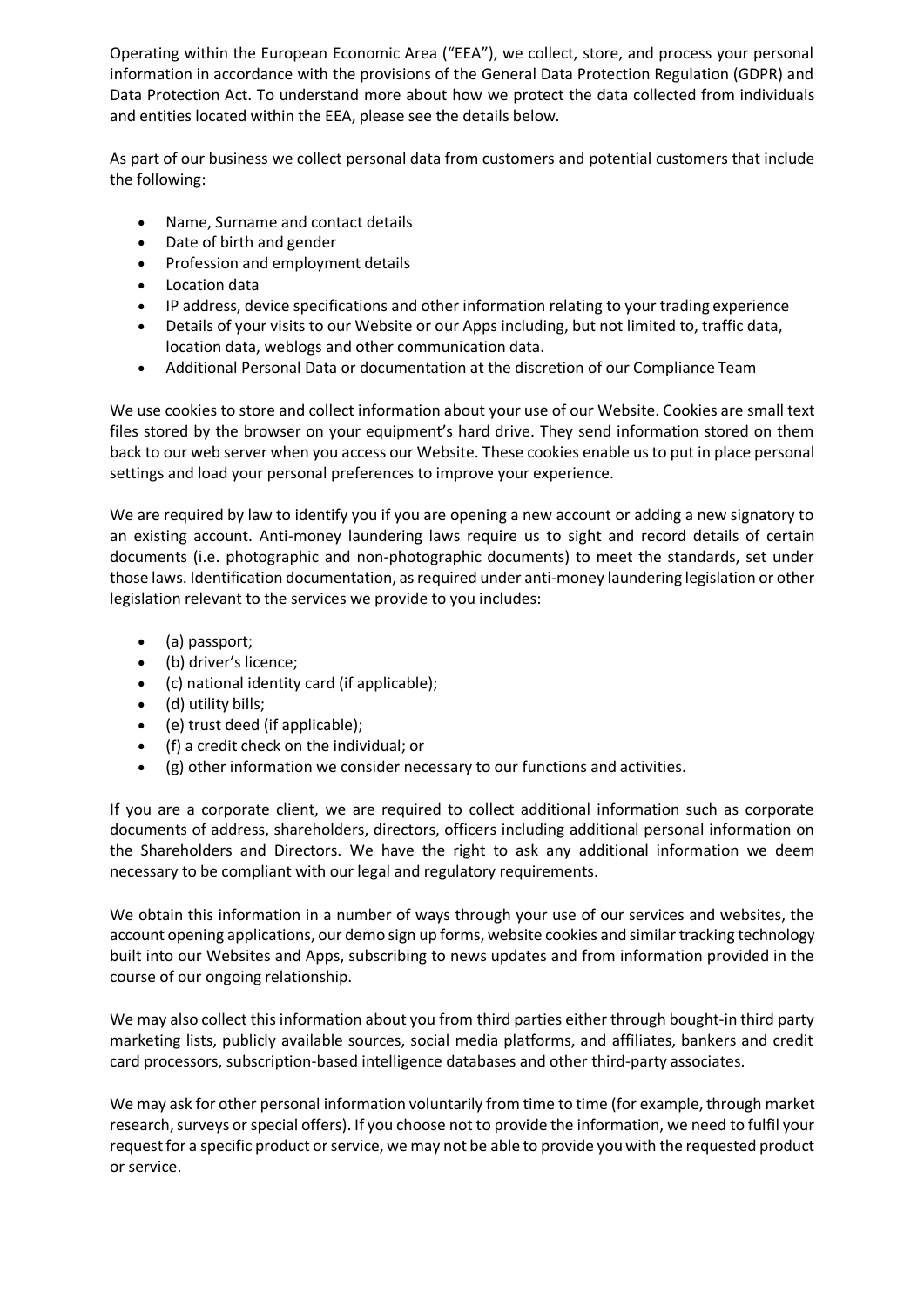Operating within the European Economic Area ("EEA"), we collect, store, and process your personal information in accordance with the provisions of the General Data Protection Regulation (GDPR) and Data Protection Act. To understand more about how we protect the data collected from individuals and entities located within the EEA, please see the details below.

As part of our business we collect personal data from customers and potential customers that include the following:

- Name, Surname and contact details
- Date of birth and gender
- Profession and employment details
- Location data
- IP address, device specifications and other information relating to your trading experience
- Details of your visits to our Website or our Apps including, but not limited to, traffic data, location data, weblogs and other communication data.
- Additional Personal Data or documentation at the discretion of our Compliance Team

We use cookies to store and collect information about your use of our Website. Cookies are small text files stored by the browser on your equipment's hard drive. They send information stored on them back to our web server when you access our Website. These cookies enable us to put in place personal settings and load your personal preferences to improve your experience.

We are required by law to identify you if you are opening a new account or adding a new signatory to an existing account. Anti-money laundering laws require us to sight and record details of certain documents (i.e. photographic and non-photographic documents) to meet the standards, set under those laws. Identification documentation, as required under anti-money laundering legislation or other legislation relevant to the services we provide to you includes:

- (a) passport;
- (b) driver's licence;
- (c) national identity card (if applicable);
- (d) utility bills;
- (e) trust deed (if applicable);
- (f) a credit check on the individual; or
- (g) other information we consider necessary to our functions and activities.

If you are a corporate client, we are required to collect additional information such as corporate documents of address, shareholders, directors, officers including additional personal information on the Shareholders and Directors. We have the right to ask any additional information we deem necessary to be compliant with our legal and regulatory requirements.

We obtain this information in a number of ways through your use of our services and websites, the account opening applications, our demo sign up forms, website cookies and similar tracking technology built into our Websites and Apps, subscribing to news updates and from information provided in the course of our ongoing relationship.

We may also collect this information about you from third parties either through bought-in third party marketing lists, publicly available sources, social media platforms, and affiliates, bankers and credit card processors, subscription-based intelligence databases and other third-party associates.

We may ask for other personal information voluntarily from time to time (for example, through market research, surveys or special offers). If you choose not to provide the information, we need to fulfil your request for a specific product or service, we may not be able to provide you with the requested product or service.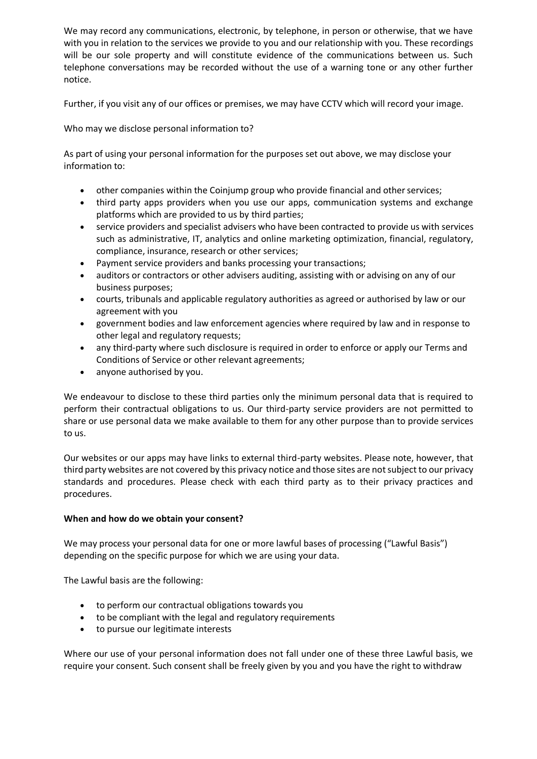We may record any communications, electronic, by telephone, in person or otherwise, that we have with you in relation to the services we provide to you and our relationship with you. These recordings will be our sole property and will constitute evidence of the communications between us. Such telephone conversations may be recorded without the use of a warning tone or any other further notice.

Further, if you visit any of our offices or premises, we may have CCTV which will record your image.

Who may we disclose personal information to?

As part of using your personal information for the purposes set out above, we may disclose your information to:

- other companies within the Coinjump group who provide financial and other services;
- third party apps providers when you use our apps, communication systems and exchange platforms which are provided to us by third parties;
- service providers and specialist advisers who have been contracted to provide us with services such as administrative, IT, analytics and online marketing optimization, financial, regulatory, compliance, insurance, research or other services;
- Payment service providers and banks processing your transactions;
- auditors or contractors or other advisers auditing, assisting with or advising on any of our business purposes;
- courts, tribunals and applicable regulatory authorities as agreed or authorised by law or our agreement with you
- government bodies and law enforcement agencies where required by law and in response to other legal and regulatory requests;
- any third-party where such disclosure is required in order to enforce or apply our Terms and Conditions of Service or other relevant agreements;
- anyone authorised by you.

We endeavour to disclose to these third parties only the minimum personal data that is required to perform their contractual obligations to us. Our third-party service providers are not permitted to share or use personal data we make available to them for any other purpose than to provide services to us.

Our websites or our apps may have links to external third-party websites. Please note, however, that third party websites are not covered by this privacy notice and those sites are not subject to our privacy standards and procedures. Please check with each third party as to their privacy practices and procedures.

**When and how do we obtain your consent?**

We may process your personal data for one or more lawful bases of processing ("Lawful Basis") depending on the specific purpose for which we are using your data.

The Lawful basis are the following:

- to perform our contractual obligations towards you
- to be compliant with the legal and regulatory requirements
- to pursue our legitimate interests

Where our use of your personal information does not fall under one of these three Lawful basis, we require your consent. Such consent shall be freely given by you and you have the right to withdraw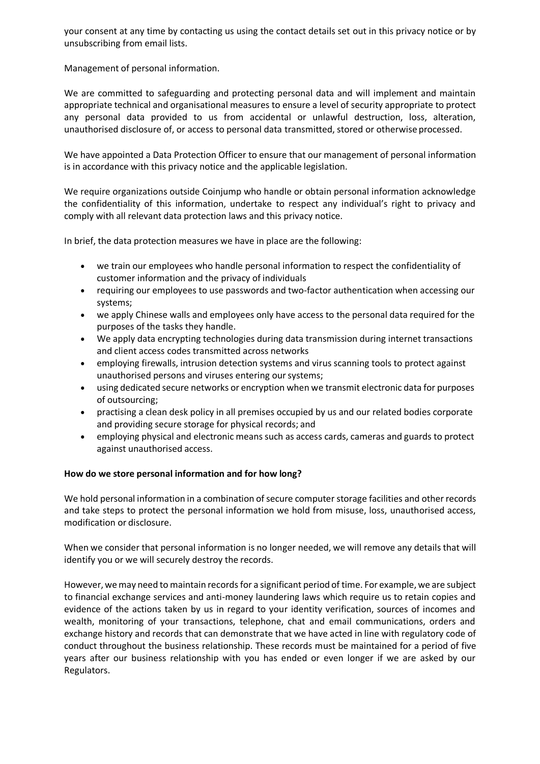your consent at any time by contacting us using the contact details set out in this privacy notice or by unsubscribing from email lists.

Management of personal information.

We are committed to safeguarding and protecting personal data and will implement and maintain appropriate technical and organisational measures to ensure a level of security appropriate to protect any personal data provided to us from accidental or unlawful destruction, loss, alteration, unauthorised disclosure of, or access to personal data transmitted, stored or otherwise processed.

We have appointed a Data Protection Officer to ensure that our management of personal information is in accordance with this privacy notice and the applicable legislation.

We require organizations outside Coinjump who handle or obtain personal information acknowledge the confidentiality of this information, undertake to respect any individual's right to privacy and comply with all relevant data protection laws and this privacy notice.

In brief, the data protection measures we have in place are the following:

- we train our employees who handle personal information to respect the confidentiality of customer information and the privacy of individuals
- requiring our employees to use passwords and two-factor authentication when accessing our systems;
- we apply Chinese walls and employees only have access to the personal data required for the purposes of the tasks they handle.
- We apply data encrypting technologies during data transmission during internet transactions and client access codes transmitted across networks
- employing firewalls, intrusion detection systems and virus scanning tools to protect against unauthorised persons and viruses entering our systems;
- using dedicated secure networks or encryption when we transmit electronic data for purposes of outsourcing;
- practising a clean desk policy in all premises occupied by us and our related bodies corporate and providing secure storage for physical records; and
- employing physical and electronic means such as access cards, cameras and guards to protect against unauthorised access.

**How do we store personal information and for how long?**

We hold personal information in a combination of secure computer storage facilities and other records and take steps to protect the personal information we hold from misuse, loss, unauthorised access, modification or disclosure.

When we consider that personal information is no longer needed, we will remove any details that will identify you or we will securely destroy the records.

However, we may need to maintain records for a significant period of time. For example, we are subject to financial exchange services and anti-money laundering laws which require us to retain copies and evidence of the actions taken by us in regard to your identity verification, sources of incomes and wealth, monitoring of your transactions, telephone, chat and email communications, orders and exchange history and records that can demonstrate that we have acted in line with regulatory code of conduct throughout the business relationship. These records must be maintained for a period of five years after our business relationship with you has ended or even longer if we are asked by our Regulators.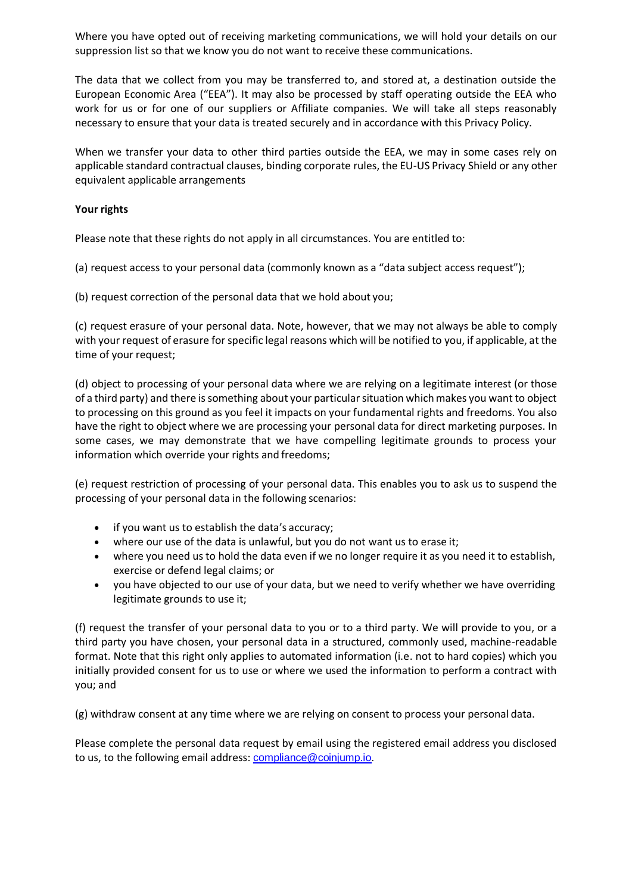Where you have opted out of receiving marketing communications, we will hold your details on our suppression list so that we know you do not want to receive these communications.

The data that we collect from you may be transferred to, and stored at, a destination outside the European Economic Area ("EEA"). It may also be processed by staff operating outside the EEA who work for us or for one of our suppliers or Affiliate companies. We will take all steps reasonably necessary to ensure that your data is treated securely and in accordance with this Privacy Policy.

When we transfer your data to other third parties outside the EEA, we may in some cases rely on applicable standard contractual clauses, binding corporate rules, the EU-US Privacy Shield or any other equivalent applicable arrangements

**Your rights**

Please note that these rights do not apply in all circumstances. You are entitled to:

(a) request access to your personal data (commonly known as a "data subject access request");

(b) request correction of the personal data that we hold about you;

(c) request erasure of your personal data. Note, however, that we may not always be able to comply with your request of erasure for specific legal reasons which will be notified to you, if applicable, at the time of your request;

(d) object to processing of your personal data where we are relying on a legitimate interest (or those of a third party) and there is something about your particular situation which makes you want to object to processing on this ground as you feel it impacts on your fundamental rights and freedoms. You also have the right to object where we are processing your personal data for direct marketing purposes. In some cases, we may demonstrate that we have compelling legitimate grounds to process your information which override your rights and freedoms;

(e) request restriction of processing of your personal data. This enables you to ask us to suspend the processing of your personal data in the following scenarios:

- if you want us to establish the data's accuracy;
- where our use of the data is unlawful, but you do not want us to erase it;
- where you need us to hold the data even if we no longer require it as you need it to establish, exercise or defend legal claims; or
- you have objected to our use of your data, but we need to verify whether we have overriding legitimate grounds to use it;

(f) request the transfer of your personal data to you or to a third party. We will provide to you, or a third party you have chosen, your personal data in a structured, commonly used, machine-readable format. Note that this right only applies to automated information (i.e. not to hard copies) which you initially provided consent for us to use or where we used the information to perform a contract with you; and

(g) withdraw consent at any time where we are relying on consent to process your personal data.

Please complete the personal data request by email using the registered email address you disclosed to us, to the following email address: compliance@coinjump.io.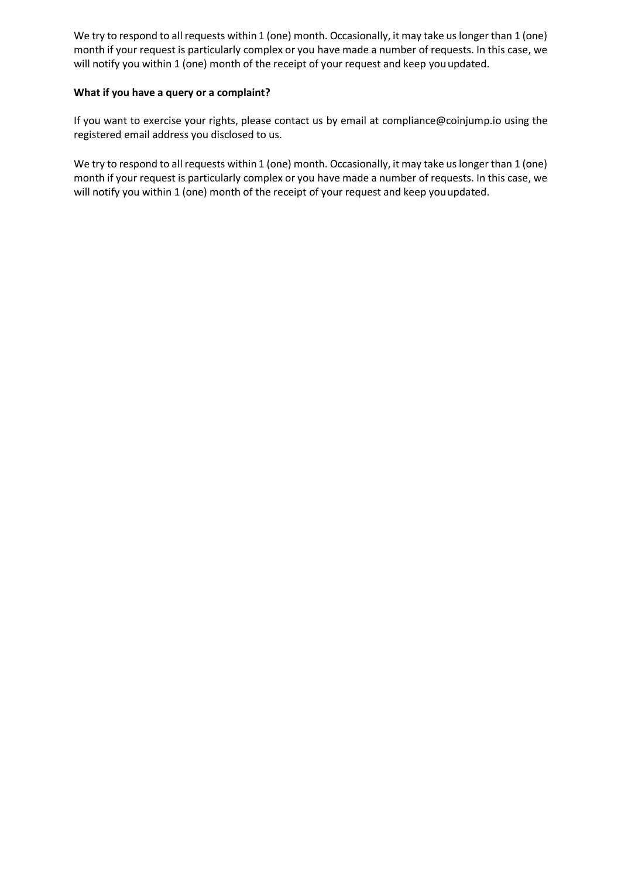We try to respond to all requests within 1 (one) month. Occasionally, it may take us longer than 1 (one) month if your request is particularly complex or you have made a number of requests. In this case, we will notify you within 1 (one) month of the receipt of your request and keep you updated.

**What if you have a query or a complaint?**

If you want to exercise your rights, please contact us by email at compliance@coinjump.io using the registered email address you disclosed to us.

We try to respond to all requests within 1 (one) month. Occasionally, it may take us longer than 1 (one) month if your request is particularly complex or you have made a number of requests. In this case, we will notify you within 1 (one) month of the receipt of your request and keep you updated.